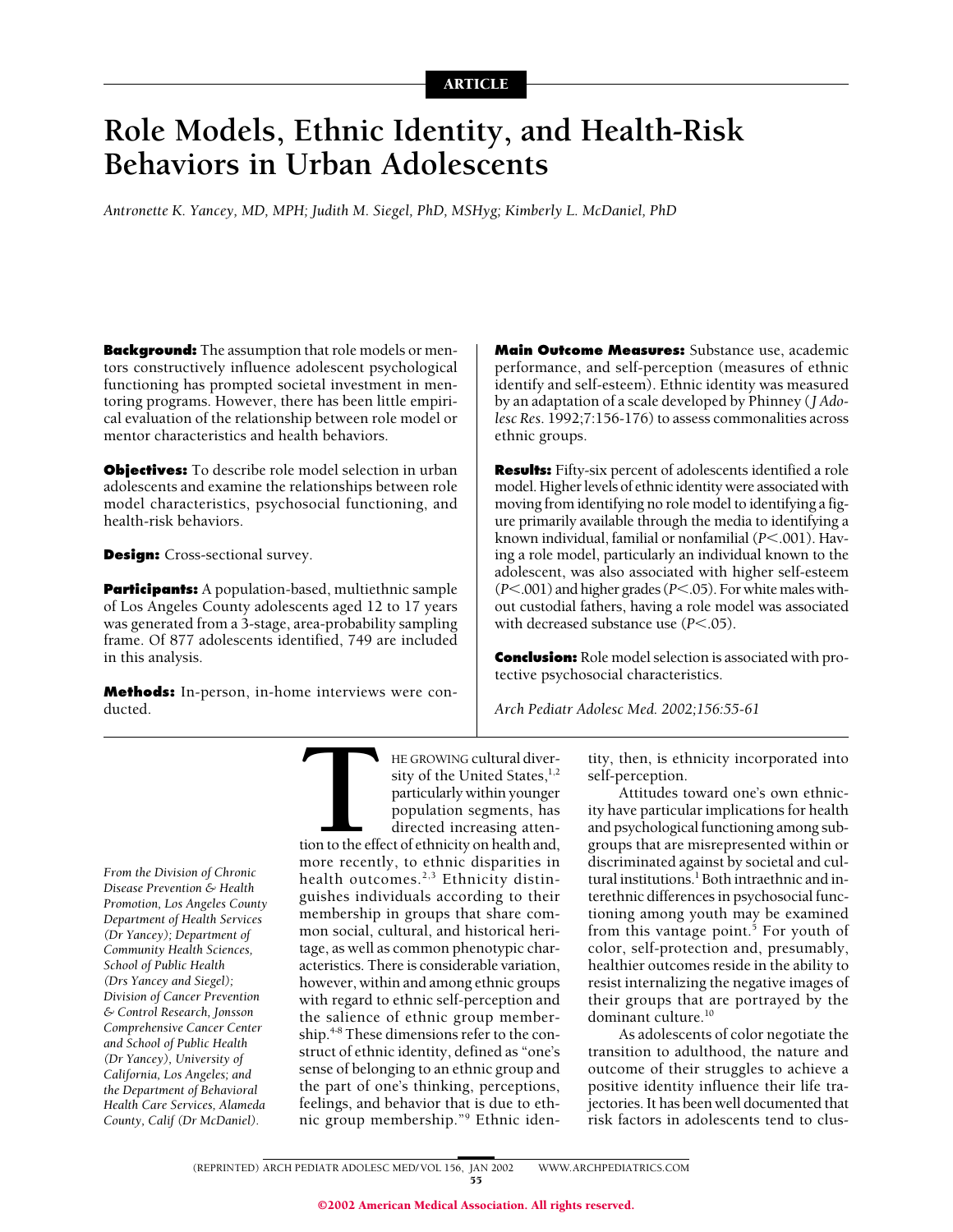ARTICLE

# Role Models, Ethnic Identity, and Health-Risk Behaviors in Urban Adolescents

*Antronette K. Yancey, MD, MPH; Judith M. Siegel, PhD, MSHyg; Kimberly L. McDaniel, PhD*

**Background:** The assumption that role models or mentors constructively influence adolescent psychological functioning has prompted societal investment in mentoring programs. However, there has been little empirical evaluation of the relationship between role model or mentor characteristics and health behaviors.

**Objectives:** To describe role model selection in urban adolescents and examine the relationships between role model characteristics, psychosocial functioning, and health-risk behaviors.

**Design:** Cross-sectional survey.

**Participants:** A population-based, multiethnic sample of Los Angeles County adolescents aged 12 to 17 years was generated from a 3-stage, area-probability sampling frame. Of 877 adolescents identified, 749 are included in this analysis.

**Methods:** In-person, in-home interviews were conducted.

**Main Outcome Measures:** Substance use, academic performance, and self-perception (measures of ethnic identify and self-esteem). Ethnic identity was measured by an adaptation of a scale developed by Phinney (*J Adolesc Res*. 1992;7:156-176) to assess commonalities across ethnic groups.

**Results:** Fifty-six percent of adolescents identified a role model. Higher levels of ethnic identity were associated with moving from identifying no role model to identifying a figure primarily available through the media to identifying a known individual, familial or nonfamilial ($P<.001$). Having a role model, particularly an individual known to the adolescent, was also associated with higher self-esteem ($P<.001$) and higher grades ($P<.05$). For white males without custodial fathers, having a role model was associated with decreased substance use ($P<.05$).

**Conclusion:** Role model selection is associated with protective psychosocial characteristics.

*Arch Pediatr Adolesc Med. 2002;156:55-61*

*From the Division of Chronic Disease Prevention & Health Promotion, Los Angeles County Department of Health Services (Dr Yancey); Department of Community Health Sciences, School of Public Health (Drs Yancey and Siegel); Division of Cancer Prevention & Control Research, Jonsson Comprehensive Cancer Center and School of Public Health (Dr Yancey), University of California, Los Angeles; and the Department of Behavioral Health Care Services, Alameda County, Calif (Dr McDaniel).*

THE GROWING cultural diversity of the United States,[1,2] particularly within younger population segments, has directed increasing attention to the effect of ethnicity on health and, more recently, to ethnic disparities in health outcomes.[2,3] Ethnicity distinguishes individuals according to their membership in groups that share common social, cultural, and historical heritage, as well as common phenotypic characteristics. There is considerable variation, however, within and among ethnic groups with regard to ethnic self-perception and the salience of ethnic group membership.[4-8] These dimensions refer to the construct of ethnic identity, defined as "one's sense of belonging to an ethnic group and the part of one's thinking, perceptions, feelings, and behavior that is due to ethnic group membership."[9] Ethnic identity, then, is ethnicity incorporated into self-perception.

Attitudes toward one's own ethnicity have particular implications for health and psychological functioning among subgroups that are misrepresented within or discriminated against by societal and cultural institutions.[1] Both intraethnic and interethnic differences in psychosocial functioning among youth may be examined from this vantage point.[5] For youth of color, self-protection and, presumably, healthier outcomes reside in the ability to resist internalizing the negative images of their groups that are portrayed by the dominant culture.[10]

As adolescents of color negotiate the transition to adulthood, the nature and outcome of their struggles to achieve a positive identity influence their life trajectories. It has been well documented that risk factors in adolescents tend to clus-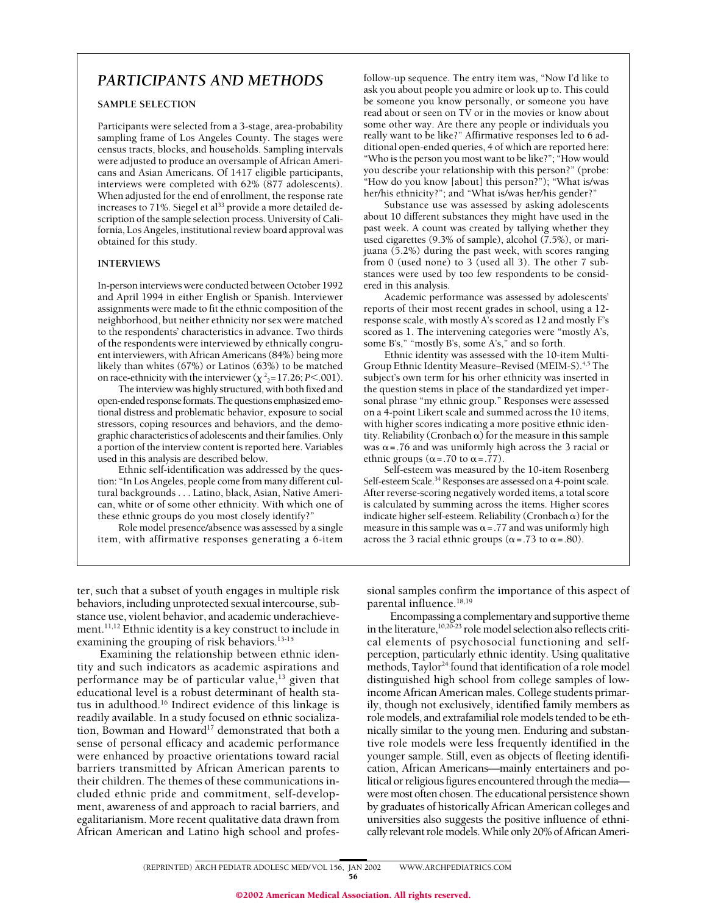# PARTICIPANTS AND METHODS

### SAMPLE SELECTION

Participants were selected from a 3-stage, area-probability sampling frame of Los Angeles County. The stages were census tracts, blocks, and households. Sampling intervals were adjusted to produce an oversample of African Americans and Asian Americans. Of 1417 eligible participants, interviews were completed with 62% (877 adolescents). When adjusted for the end of enrollment, the response rate increases to 71%. Siegel et al[33] provide a more detailed description of the sample selection process. University of California, Los Angeles, institutional review board approval was obtained for this study.

### INTERVIEWS

In-person interviews were conducted between October 1992 and April 1994 in either English or Spanish. Interviewer assignments were made to fit the ethnic composition of the neighborhood, but neither ethnicity nor sex were matched to the respondents' characteristics in advance. Two thirds of the respondents were interviewed by ethnically congruent interviewers, with African Americans (84%) being more likely than whites (67%) or Latinos (63%) to be matched on race-ethnicity with the interviewer ($\chi^2_2$=17.26; $P$<.001).

The interview was highly structured, with both fixed and open-ended response formats. The questions emphasized emotional distress and problematic behavior, exposure to social stressors, coping resources and behaviors, and the demographic characteristics of adolescents and their families. Only a portion of the interview content is reported here. Variables used in this analysis are described below.

Ethnic self-identification was addressed by the question: "In Los Angeles, people come from many different cultural backgrounds . . . Latino, black, Asian, Native American, white or of some other ethnicity. With which one of these ethnic groups do you most closely identify?"

Role model presence/absence was assessed by a single item, with affirmative responses generating a 6-item follow-up sequence. The entry item was, "Now I'd like to ask you about people you admire or look up to. This could be someone you know personally, or someone you have read about or seen on TV or in the movies or know about some other way. Are there any people or individuals you really want to be like?" Affirmative responses led to 6 additional open-ended queries, 4 of which are reported here: "Who is the person you most want to be like?"; "How would you describe your relationship with this person?" (probe: "How do you know [about] this person?"); "What is/was her/his ethnicity?"; and "What is/was her/his gender?"

Substance use was assessed by asking adolescents about 10 different substances they might have used in the past week. A count was created by tallying whether they used cigarettes (9.3% of sample), alcohol (7.5%), or marijuana (5.2%) during the past week, with scores ranging from 0 (used none) to 3 (used all 3). The other 7 substances were used by too few respondents to be considered in this analysis.

Academic performance was assessed by adolescents' reports of their most recent grades in school, using a 12-response scale, with mostly A's scored as 12 and mostly F's scored as 1. The intervening categories were "mostly A's, some B's," "mostly B's, some A's," and so forth.

Ethnic identity was assessed with the 10-item Multi-Group Ethnic Identity Measure–Revised (MEIM-S).[4,5] The subject's own term for his orher ethnicity was inserted in the question stems in place of the standardized yet impersonal phrase "my ethnic group." Responses were assessed on a 4-point Likert scale and summed across the 10 items, with higher scores indicating a more positive ethnic identity. Reliability (Cronbach $\alpha$) for the measure in this sample was $\alpha$=.76 and was uniformly high across the 3 racial or ethnic groups ($\alpha$=.70 to $\alpha$=.77).

Self-esteem was measured by the 10-item Rosenberg Self-esteem Scale.[34] Responses are assessed on a 4-point scale. After reverse-scoring negatively worded items, a total score is calculated by summing across the items. Higher scores indicate higher self-esteem. Reliability (Cronbach $\alpha$) for the measure in this sample was $\alpha$=.77 and was uniformly high across the 3 racial ethnic groups ($\alpha$=.73 to $\alpha$=.80).

ter, such that a subset of youth engages in multiple risk behaviors, including unprotected sexual intercourse, substance use, violent behavior, and academic underachievement.[11,12] Ethnic identity is a key construct to include in examining the grouping of risk behaviors.[13-15]

Examining the relationship between ethnic identity and such indicators as academic aspirations and performance may be of particular value,[13] given that educational level is a robust determinant of health status in adulthood.[16] Indirect evidence of this linkage is readily available. In a study focused on ethnic socialization, Bowman and Howard[17] demonstrated that both a sense of personal efficacy and academic performance were enhanced by proactive orientations toward racial barriers transmitted by African American parents to their children. The themes of these communications included ethnic pride and commitment, self-development, awareness of and approach to racial barriers, and egalitarianism. More recent qualitative data drawn from African American and Latino high school and professional samples confirm the importance of this aspect of parental influence.[18,19]

Encompassing a complementary and supportive theme in the literature,[10,20-23] role model selection also reflects critical elements of psychosocial functioning and self-perception, particularly ethnic identity. Using qualitative methods, Taylor[24] found that identification of a role model distinguished high school from college samples of low-income African American males. College students primarily, though not exclusively, identified family members as role models, and extrafamilial role models tended to be ethnically similar to the young men. Enduring and substantive role models were less frequently identified in the younger sample. Still, even as objects of fleeting identification, African Americans—mainly entertainers and political or religious figures encountered through the media—were most often chosen. The educational persistence shown by graduates of historically African American colleges and universities also suggests the positive influence of ethnically relevant role models. While only 20% of African Ameri-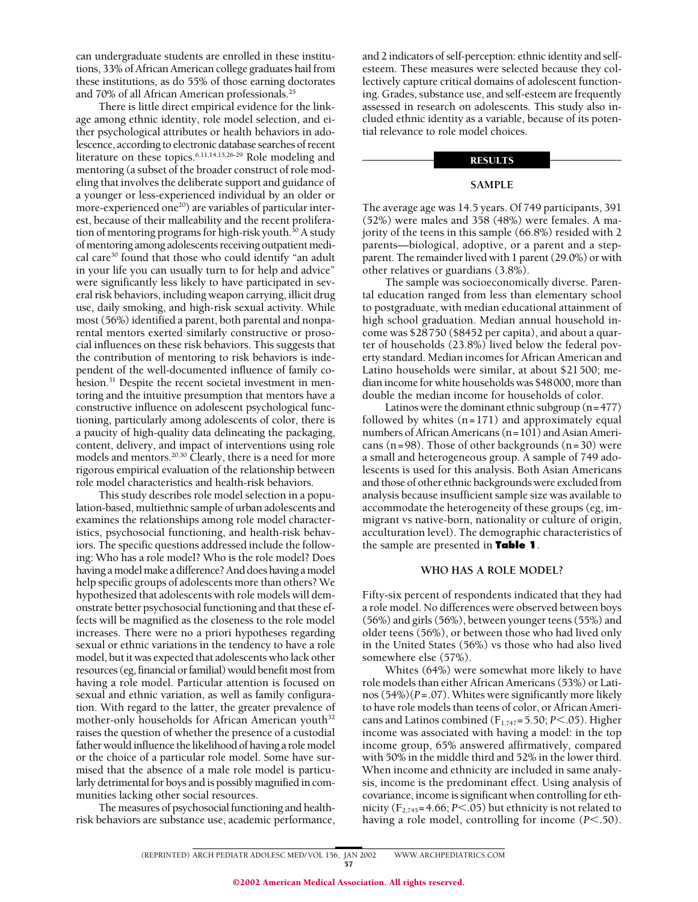can undergraduate students are enrolled in these institutions, 33% of African American college graduates hail from these institutions, as do 55% of those earning doctorates and 70% of all African American professionals.[25]

There is little direct empirical evidence for the linkage among ethnic identity, role model selection, and either psychological attributes or health behaviors in adolescence, according to electronic database searches of recent literature on these topics.[6,11,14,15,26-29] Role modeling and mentoring (a subset of the broader construct of role modeling that involves the deliberate support and guidance of a younger or less-experienced individual by an older or more-experienced one[20]) are variables of particular interest, because of their malleability and the recent proliferation of mentoring programs for high-risk youth.[30] A study of mentoring among adolescents receiving outpatient medical care[30] found that those who could identify "an adult in your life you can usually turn to for help and advice" were significantly less likely to have participated in several risk behaviors, including weapon carrying, illicit drug use, daily smoking, and high-risk sexual activity. While most (56%) identified a parent, both parental and nonparental mentors exerted similarly constructive or prosocial influences on these risk behaviors. This suggests that the contribution of mentoring to risk behaviors is independent of the well-documented influence of family cohesion.[31] Despite the recent societal investment in mentoring and the intuitive presumption that mentors have a constructive influence on adolescent psychological functioning, particularly among adolescents of color, there is a paucity of high-quality data delineating the packaging, content, delivery, and impact of interventions using role models and mentors.[20,30] Clearly, there is a need for more rigorous empirical evaluation of the relationship between role model characteristics and health-risk behaviors.

This study describes role model selection in a population-based, multiethnic sample of urban adolescents and examines the relationships among role model characteristics, psychosocial functioning, and health-risk behaviors. The specific questions addressed include the following: Who has a role model? Who is the role model? Does having a model make a difference? And does having a model help specific groups of adolescents more than others? We hypothesized that adolescents with role models will demonstrate better psychosocial functioning and that these effects will be magnified as the closeness to the role model increases. There were no a priori hypotheses regarding sexual or ethnic variations in the tendency to have a role model, but it was expected that adolescents who lack other resources (eg, financial or familial) would benefit most from having a role model. Particular attention is focused on sexual and ethnic variation, as well as family configuration. With regard to the latter, the greater prevalence of mother-only households for African American youth[32] raises the question of whether the presence of a custodial father would influence the likelihood of having a role model or the choice of a particular role model. Some have surmised that the absence of a male role model is particularly detrimental for boys and is possibly magnified in communities lacking other social resources.

The measures of psychosocial functioning and health-risk behaviors are substance use, academic performance, and 2 indicators of self-perception: ethnic identity and self-esteem. These measures were selected because they collectively capture critical domains of adolescent functioning. Grades, substance use, and self-esteem are frequently assessed in research on adolescents. This study also included ethnic identity as a variable, because of its potential relevance to role model choices.

## RESULTS

### SAMPLE

The average age was 14.5 years. Of 749 participants, 391 (52%) were males and 358 (48%) were females. A majority of the teens in this sample (66.8%) resided with 2 parents—biological, adoptive, or a parent and a stepparent. The remainder lived with 1 parent (29.0%) or with other relatives or guardians (3.8%).

The sample was socioeconomically diverse. Parental education ranged from less than elementary school to postgraduate, with median educational attainment of high school graduation. Median annual household income was \$28 750 (\$8452 per capita), and about a quarter of households (23.8%) lived below the federal poverty standard. Median incomes for African American and Latino households were similar, at about \$21 500; median income for white households was \$48 000, more than double the median income for households of color.

Latinos were the dominant ethnic subgroup (n=477) followed by whites (n=171) and approximately equal numbers of African Americans (n=101) and Asian Americans (n=98). Those of other backgrounds (n=30) were a small and heterogeneous group. A sample of 749 adolescents is used for this analysis. Both Asian Americans and those of other ethnic backgrounds were excluded from analysis because insufficient sample size was available to accommodate the heterogeneity of these groups (eg, immigrant vs native-born, nationality or culture of origin, acculturation level). The demographic characteristics of the sample are presented in **Table 1**.

### WHO HAS A ROLE MODEL?

Fifty-six percent of respondents indicated that they had a role model. No differences were observed between boys (56%) and girls (56%), between younger teens (55%) and older teens (56%), or between those who had lived only in the United States (56%) vs those who had also lived somewhere else (57%).

Whites (64%) were somewhat more likely to have role models than either African Americans (53%) or Latinos (54%)($P$=.07). Whites were significantly more likely to have role models than teens of color, or African Americans and Latinos combined ($F_{1,747}$=5.50; $P$<.05). Higher income was associated with having a model: in the top income group, 65% answered affirmatively, compared with 50% in the middle third and 52% in the lower third. When income and ethnicity are included in same analysis, income is the predominant effect. Using analysis of covariance, income is significant when controlling for ethnicity ($F_{2,745}$=4.66; $P$<.05) but ethnicity is not related to having a role model, controlling for income ($P$<.50).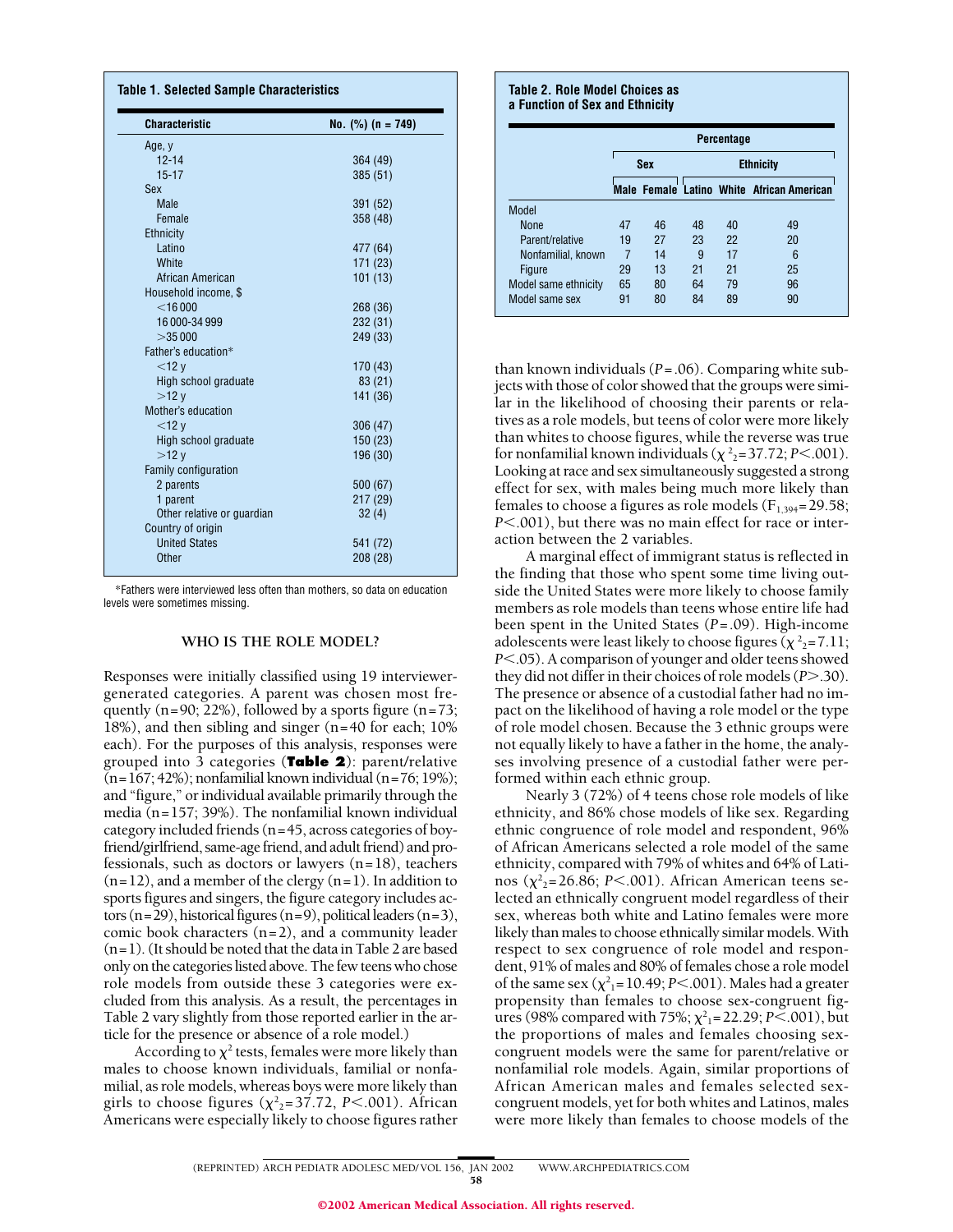**Table 1. Selected Sample Characteristics**

| Characteristic | No. (%) (n = 749) |
|---|---|
| Age, y | |
| 12-14 | 364 (49) |
| 15-17 | 385 (51) |
| Sex | |
| Male | 391 (52) |
| Female | 358 (48) |
| Ethnicity | |
| Latino | 477 (64) |
| White | 171 (23) |
| African American | 101 (13) |
| Household income, $ | |
| <16 000 | 268 (36) |
| 16 000-34 999 | 232 (31) |
| >35 000 | 249 (33) |
| Father's education* | |
| <12 y | 170 (43) |
| High school graduate | 83 (21) |
| >12 y | 141 (36) |
| Mother's education | |
| <12 y | 306 (47) |
| High school graduate | 150 (23) |
| >12 y | 196 (30) |
| Family configuration | |
| 2 parents | 500 (67) |
| 1 parent | 217 (29) |
| Other relative or guardian | 32 (4) |
| Country of origin | |
| United States | 541 (72) |
| Other | 208 (28) |

*Fathers were interviewed less often than mothers, so data on education levels were sometimes missing.

## WHO IS THE ROLE MODEL?

Responses were initially classified using 19 interviewer-generated categories. A parent was chosen most frequently (n=90; 22%), followed by a sports figure (n=73; 18%), and then sibling and singer (n=40 for each; 10% each). For the purposes of this analysis, responses were grouped into 3 categories (**Table 2**): parent/relative (n=167; 42%); nonfamilial known individual (n=76; 19%); and "figure," or individual available primarily through the media (n=157; 39%). The nonfamilial known individual category included friends (n=45, across categories of boyfriend/girlfriend, same-age friend, and adult friend) and professionals, such as doctors or lawyers (n=18), teachers (n=12), and a member of the clergy (n=1). In addition to sports figures and singers, the figure category includes actors (n=29), historical figures (n=9), political leaders (n=3), comic book characters (n=2), and a community leader (n=1). (It should be noted that the data in Table 2 are based only on the categories listed above. The few teens who chose role models from outside these 3 categories were excluded from this analysis. As a result, the percentages in Table 2 vary slightly from those reported earlier in the article for the presence or absence of a role model.)

According to $\chi^2$ tests, females were more likely than males to choose known individuals, familial or nonfamilial, as role models, whereas boys were more likely than girls to choose figures ($\chi^2_2$=37.72, $P$<.001). African Americans were especially likely to choose figures rather than known individuals ($P$=.06). Comparing white subjects with those of color showed that the groups were similar in the likelihood of choosing their parents or relatives as a role models, but teens of color were more likely than whites to choose figures, while the reverse was true for nonfamilial known individuals ($\chi^2_2$=37.72; $P$<.001). Looking at race and sex simultaneously suggested a strong effect for sex, with males being much more likely than females to choose a figures as role models ($F_{1,394}$=29.58; $P$<.001), but there was no main effect for race or interaction between the 2 variables.

A marginal effect of immigrant status is reflected in the finding that those who spent some time living outside the United States were more likely to choose family members as role models than teens whose entire life had been spent in the United States ($P$=.09). High-income adolescents were least likely to choose figures ($\chi^2_2$=7.11; $P$<.05). A comparison of younger and older teens showed they did not differ in their choices of role models ($P$>.30). The presence or absence of a custodial father had no impact on the likelihood of having a role model or the type of role model chosen. Because the 3 ethnic groups were not equally likely to have a father in the home, the analyses involving presence of a custodial father were performed within each ethnic group.

Nearly 3 (72%) of 4 teens chose role models of like ethnicity, and 86% chose models of like sex. Regarding ethnic congruence of role model and respondent, 96% of African Americans selected a role model of the same ethnicity, compared with 79% of whites and 64% of Latinos ($\chi^2_2$=26.86; $P$<.001). African American teens selected an ethnically congruent model regardless of their sex, whereas both white and Latino females were more likely than males to choose ethnically similar models. With respect to sex congruence of role model and respondent, 91% of males and 80% of females chose a role model of the same sex ($\chi^2_1$=10.49; $P$<.001). Males had a greater propensity than females to choose sex-congruent figures (98% compared with 75%; $\chi^2_1$=22.29; $P$<.001), but the proportions of males and females choosing sex-congruent models were the same for parent/relative or nonfamilial role models. Again, similar proportions of African American males and females selected sex-congruent models, yet for both whites and Latinos, males were more likely than females to choose models of the

**Table 2. Role Model Choices as a Function of Sex and Ethnicity**

| | Percentage | | | | |
|---|---|---|---|---|---|
| | Sex | | Ethnicity | | |
| | Male | Female | Latino | White | African American |
| Model | | | | | |
| None | 47 | 46 | 48 | 40 | 49 |
| Parent/relative | 19 | 27 | 23 | 22 | 20 |
| Nonfamilial, known | 7 | 14 | 9 | 17 | 6 |
| Figure | 29 | 13 | 21 | 21 | 25 |
| Model same ethnicity | 65 | 80 | 64 | 79 | 96 |
| Model same sex | 91 | 80 | 84 | 89 | 90 |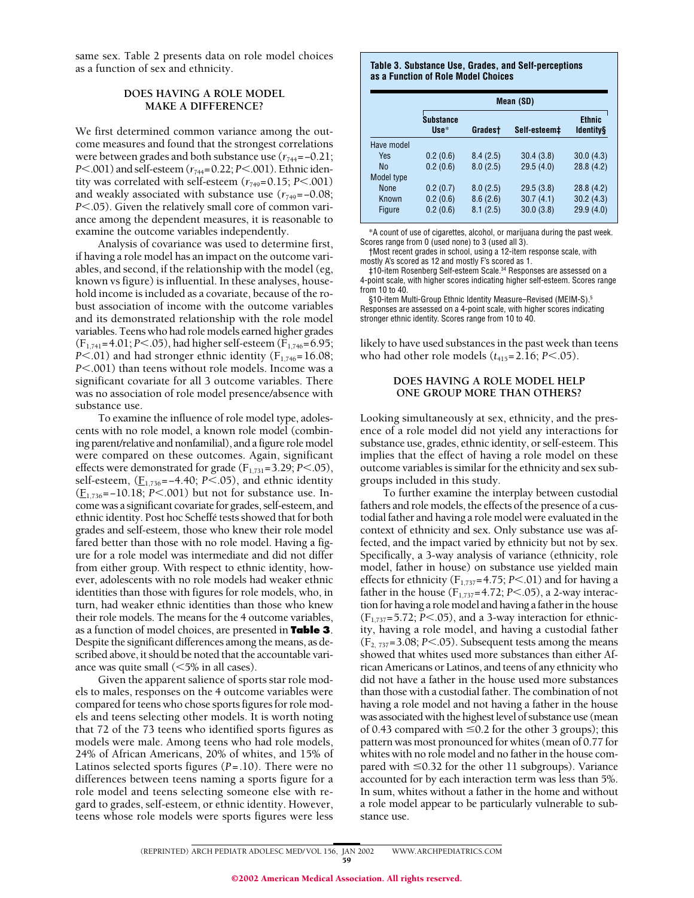same sex. Table 2 presents data on role model choices as a function of sex and ethnicity.

## DOES HAVING A ROLE MODEL MAKE A DIFFERENCE?

We first determined common variance among the outcome measures and found that the strongest correlations were between grades and both substance use ($r_{744}$=−0.21; $P$<.001) and self-esteem ($r_{744}$=0.22; $P$<.001). Ethnic identity was correlated with self-esteem ($r_{749}$=0.15; $P$<.001) and weakly associated with substance use ($r_{749}$=−0.08; $P$<.05). Given the relatively small core of common variance among the dependent measures, it is reasonable to examine the outcome variables independently.

Analysis of covariance was used to determine first, if having a role model has an impact on the outcome variables, and second, if the relationship with the model (eg, known vs figure) is influential. In these analyses, household income is included as a covariate, because of the robust association of income with the outcome variables and its demonstrated relationship with the role model variables. Teens who had role models earned higher grades ($F_{1,741}$=4.01; $P$<.05), had higher self-esteem ($F_{1,746}$=6.95; $P$<.01) and had stronger ethnic identity ($F_{1,746}$=16.08; $P$<.001) than teens without role models. Income was a significant covariate for all 3 outcome variables. There was no association of role model presence/absence with substance use.

To examine the influence of role model type, adolescents with no role model, a known role model (combining parent/relative and nonfamilial), and a figure role model were compared on these outcomes. Again, significant effects were demonstrated for grade ($F_{1,731}$=3.29; $P$<.05), self-esteem, ($F_{1,736}$=−4.40; $P$<.05), and ethnic identity ($F_{1,736}$=−10.18; $P$<.001) but not for substance use. Income was a significant covariate for grades, self-esteem, and ethnic identity. Post hoc Scheffé tests showed that for both grades and self-esteem, those who knew their role model fared better than those with no role model. Having a figure for a role model was intermediate and did not differ from either group. With respect to ethnic identity, however, adolescents with no role models had weaker ethnic identities than those with figures for role models, who, in turn, had weaker ethnic identities than those who knew their role models. The means for the 4 outcome variables, as a function of model choices, are presented in **Table 3**. Despite the significant differences among the means, as described above, it should be noted that the accountable variance was quite small (<5% in all cases).

Given the apparent salience of sports star role models to males, responses on the 4 outcome variables were compared for teens who chose sports figures for role models and teens selecting other models. It is worth noting that 72 of the 73 teens who identified sports figures as models were male. Among teens who had role models, 24% of African Americans, 20% of whites, and 15% of Latinos selected sports figures ($P$=.10). There were no differences between teens naming a sports figure for a role model and teens selecting someone else with regard to grades, self-esteem, or ethnic identity. However, teens whose role models were sports figures were less likely to have used substances in the past week than teens who had other role models ($t_{415}$=2.16; $P$<.05).

**Table 3. Substance Use, Grades, and Self-perceptions as a Function of Role Model Choices**

| | Mean (SD) | | | |
|---|---|---|---|---|
| | Substance Use* | Grades† | Self-esteem‡ | Ethnic Identity§ |
| Have model | | | | |
| Yes | 0.2 (0.6) | 8.4 (2.5) | 30.4 (3.8) | 30.0 (4.3) |
| No | 0.2 (0.6) | 8.0 (2.5) | 29.5 (4.0) | 28.8 (4.2) |
| Model type | | | | |
| None | 0.2 (0.7) | 8.0 (2.5) | 29.5 (3.8) | 28.8 (4.2) |
| Known | 0.2 (0.6) | 8.6 (2.6) | 30.7 (4.1) | 30.2 (4.3) |
| Figure | 0.2 (0.6) | 8.1 (2.5) | 30.0 (3.8) | 29.9 (4.0) |

*A count of use of cigarettes, alcohol, or marijuana during the past week. Scores range from 0 (used none) to 3 (used all 3).

†Most recent grades in school, using a 12-item response scale, with mostly A's scored as 12 and mostly F's scored as 1.

‡10-item Rosenberg Self-esteem Scale.[34] Responses are assessed on a 4-point scale, with higher scores indicating higher self-esteem. Scores range from 10 to 40.

§10-item Multi-Group Ethnic Identity Measure–Revised (MEIM-S).[5] Responses are assessed on a 4-point scale, with higher scores indicating stronger ethnic identity. Scores range from 10 to 40.

## DOES HAVING A ROLE MODEL HELP ONE GROUP MORE THAN OTHERS?

Looking simultaneously at sex, ethnicity, and the presence of a role model did not yield any interactions for substance use, grades, ethnic identity, or self-esteem. This implies that the effect of having a role model on these outcome variables is similar for the ethnicity and sex subgroups included in this study.

To further examine the interplay between custodial fathers and role models, the effects of the presence of a custodial father and having a role model were evaluated in the context of ethnicity and sex. Only substance use was affected, and the impact varied by ethnicity but not by sex. Specifically, a 3-way analysis of variance (ethnicity, role model, father in house) on substance use yielded main effects for ethnicity ($F_{1,737}$=4.75; $P$<.01) and for having a father in the house ($F_{1,737}$=4.72; $P$<.05), a 2-way interaction for having a role model and having a father in the house ($F_{1,737}$=5.72; $P$<.05), and a 3-way interaction for ethnicity, having a role model, and having a custodial father ($F_{2,737}$=3.08; $P$<.05). Subsequent tests among the means showed that whites used more substances than either African Americans or Latinos, and teens of any ethnicity who did not have a father in the house used more substances than those with a custodial father. The combination of not having a role model and not having a father in the house was associated with the highest level of substance use (mean of 0.43 compared with ≤0.2 for the other 3 groups); this pattern was most pronounced for whites (mean of 0.77 for whites with no role model and no father in the house compared with ≤0.32 for the other 11 subgroups). Variance accounted for by each interaction term was less than 5%. In sum, whites without a father in the home and without a role model appear to be particularly vulnerable to substance use.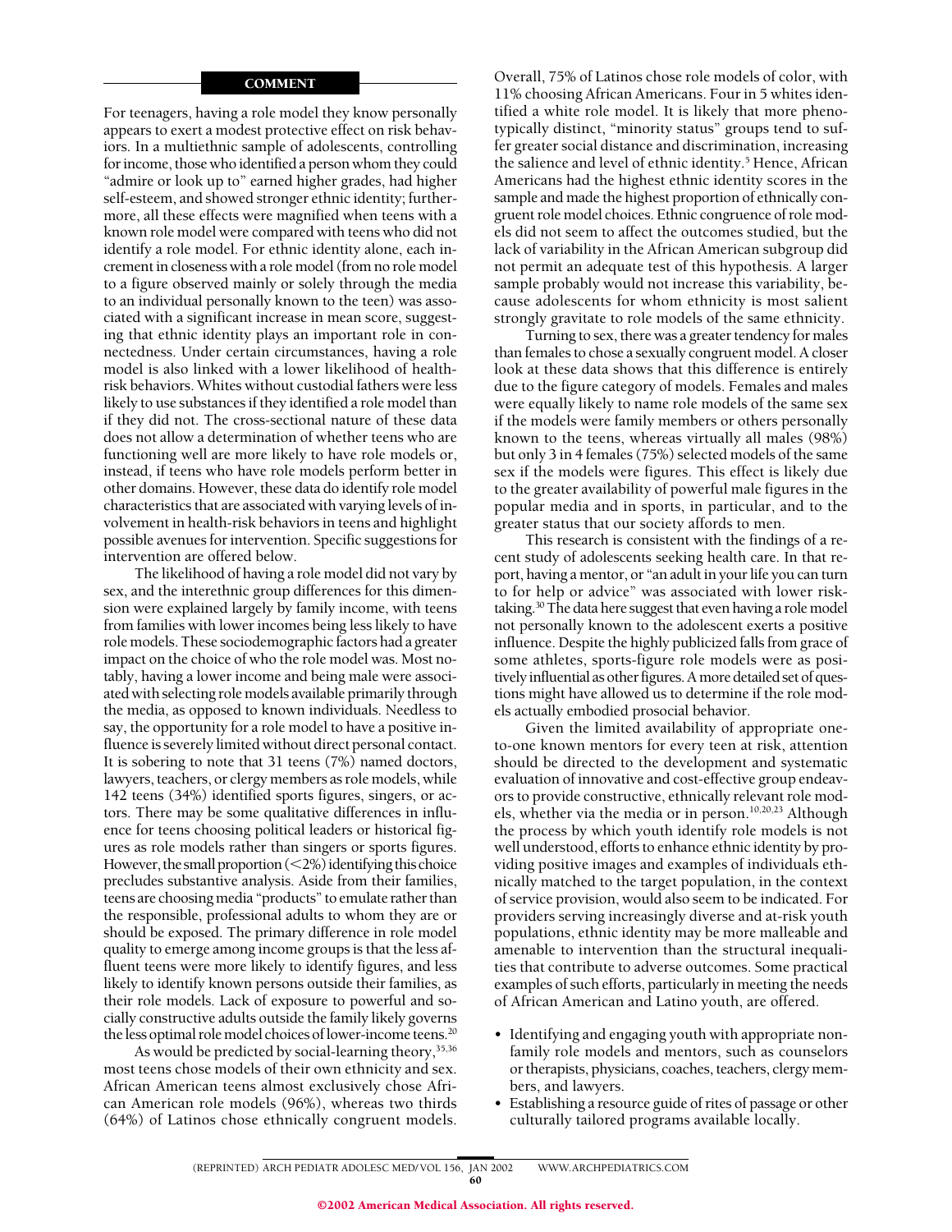## COMMENT

For teenagers, having a role model they know personally appears to exert a modest protective effect on risk behaviors. In a multiethnic sample of adolescents, controlling for income, those who identified a person whom they could "admire or look up to" earned higher grades, had higher self-esteem, and showed stronger ethnic identity; furthermore, all these effects were magnified when teens with a known role model were compared with teens who did not identify a role model. For ethnic identity alone, each increment in closeness with a role model (from no role model to a figure observed mainly or solely through the media to an individual personally known to the teen) was associated with a significant increase in mean score, suggesting that ethnic identity plays an important role in connectedness. Under certain circumstances, having a role model is also linked with a lower likelihood of health-risk behaviors. Whites without custodial fathers were less likely to use substances if they identified a role model than if they did not. The cross-sectional nature of these data does not allow a determination of whether teens who are functioning well are more likely to have role models or, instead, if teens who have role models perform better in other domains. However, these data do identify role model characteristics that are associated with varying levels of involvement in health-risk behaviors in teens and highlight possible avenues for intervention. Specific suggestions for intervention are offered below.

The likelihood of having a role model did not vary by sex, and the interethnic group differences for this dimension were explained largely by family income, with teens from families with lower incomes being less likely to have role models. These sociodemographic factors had a greater impact on the choice of who the role model was. Most notably, having a lower income and being male were associated with selecting role models available primarily through the media, as opposed to known individuals. Needless to say, the opportunity for a role model to have a positive influence is severely limited without direct personal contact. It is sobering to note that 31 teens (7%) named doctors, lawyers, teachers, or clergy members as role models, while 142 teens (34%) identified sports figures, singers, or actors. There may be some qualitative differences in influence for teens choosing political leaders or historical figures as role models rather than singers or sports figures. However, the small proportion (<2%) identifying this choice precludes substantive analysis. Aside from their families, teens are choosing media "products" to emulate rather than the responsible, professional adults to whom they are or should be exposed. The primary difference in role model quality to emerge among income groups is that the less affluent teens were more likely to identify figures, and less likely to identify known persons outside their families, as their role models. Lack of exposure to powerful and socially constructive adults outside the family likely governs the less optimal role model choices of lower-income teens.[20]

As would be predicted by social-learning theory,[35,36] most teens chose models of their own ethnicity and sex. African American teens almost exclusively chose African American role models (96%), whereas two thirds (64%) of Latinos chose ethnically congruent models. Overall, 75% of Latinos chose role models of color, with 11% choosing African Americans. Four in 5 whites identified a white role model. It is likely that more phenotypically distinct, "minority status" groups tend to suffer greater social distance and discrimination, increasing the salience and level of ethnic identity.[5] Hence, African Americans had the highest ethnic identity scores in the sample and made the highest proportion of ethnically congruent role model choices. Ethnic congruence of role models did not seem to affect the outcomes studied, but the lack of variability in the African American subgroup did not permit an adequate test of this hypothesis. A larger sample probably would not increase this variability, because adolescents for whom ethnicity is most salient strongly gravitate to role models of the same ethnicity.

Turning to sex, there was a greater tendency for males than females to chose a sexually congruent model. A closer look at these data shows that this difference is entirely due to the figure category of models. Females and males were equally likely to name role models of the same sex if the models were family members or others personally known to the teens, whereas virtually all males (98%) but only 3 in 4 females (75%) selected models of the same sex if the models were figures. This effect is likely due to the greater availability of powerful male figures in the popular media and in sports, in particular, and to the greater status that our society affords to men.

This research is consistent with the findings of a recent study of adolescents seeking health care. In that report, having a mentor, or "an adult in your life you can turn to for help or advice" was associated with lower risk-taking.[30] The data here suggest that even having a role model not personally known to the adolescent exerts a positive influence. Despite the highly publicized falls from grace of some athletes, sports-figure role models were as positively influential as other figures. A more detailed set of questions might have allowed us to determine if the role models actually embodied prosocial behavior.

Given the limited availability of appropriate one-to-one known mentors for every teen at risk, attention should be directed to the development and systematic evaluation of innovative and cost-effective group endeavors to provide constructive, ethnically relevant role models, whether via the media or in person.[10,20,23] Although the process by which youth identify role models is not well understood, efforts to enhance ethnic identity by providing positive images and examples of individuals ethnically matched to the target population, in the context of service provision, would also seem to be indicated. For providers serving increasingly diverse and at-risk youth populations, ethnic identity may be more malleable and amenable to intervention than the structural inequalities that contribute to adverse outcomes. Some practical examples of such efforts, particularly in meeting the needs of African American and Latino youth, are offered.

- Identifying and engaging youth with appropriate nonfamily role models and mentors, such as counselors or therapists, physicians, coaches, teachers, clergy members, and lawyers.
- Establishing a resource guide of rites of passage or other culturally tailored programs available locally.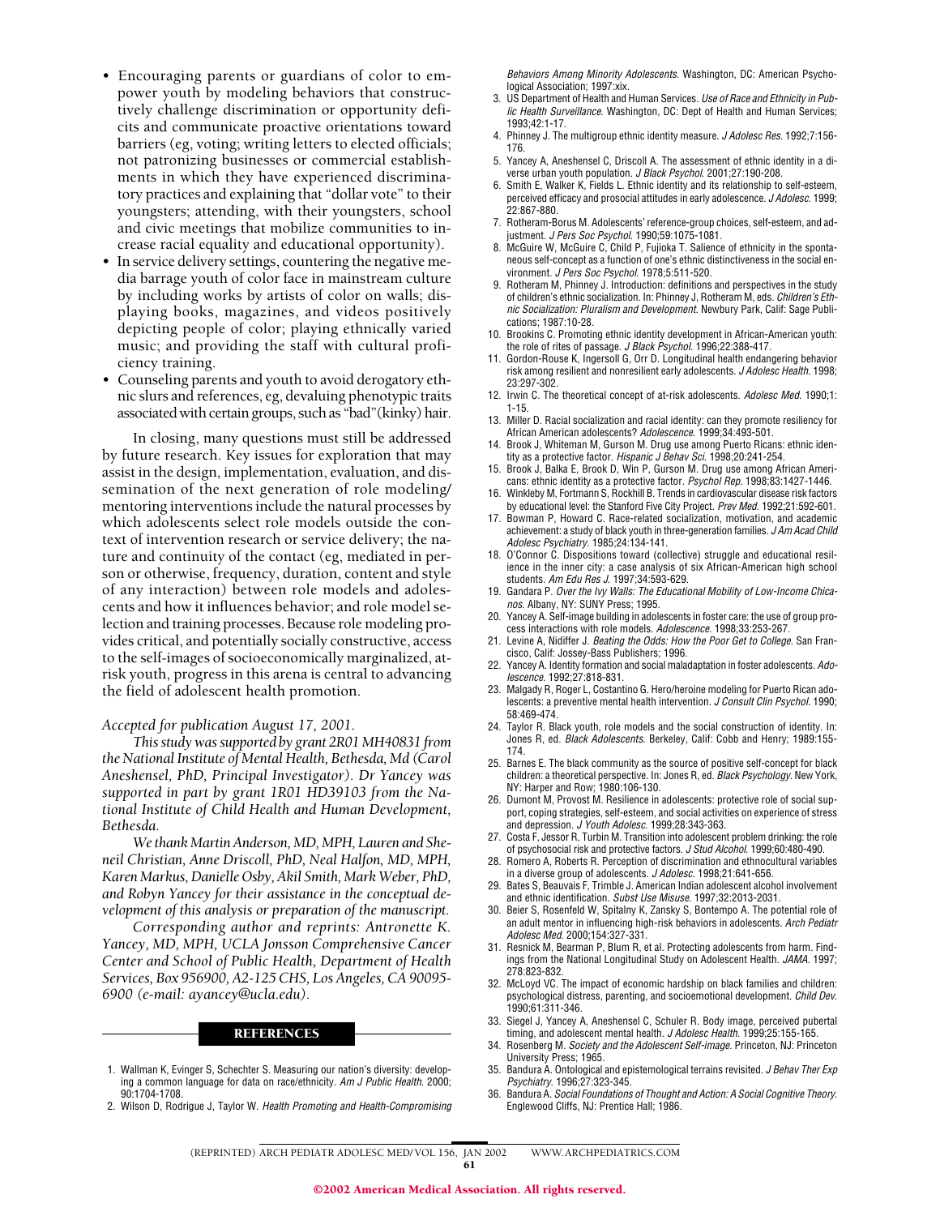- Encouraging parents or guardians of color to empower youth by modeling behaviors that constructively challenge discrimination or opportunity deficits and communicate proactive orientations toward barriers (eg, voting; writing letters to elected officials; not patronizing businesses or commercial establishments in which they have experienced discriminatory practices and explaining that "dollar vote" to their youngsters; attending, with their youngsters, school and civic meetings that mobilize communities to increase racial equality and educational opportunity).
- In service delivery settings, countering the negative media barrage youth of color face in mainstream culture by including works by artists of color on walls; displaying books, magazines, and videos positively depicting people of color; playing ethnically varied music; and providing the staff with cultural proficiency training.
- Counseling parents and youth to avoid derogatory ethnic slurs and references, eg, devaluing phenotypic traits associated with certain groups, such as "bad" (kinky) hair.

In closing, many questions must still be addressed by future research. Key issues for exploration that may assist in the design, implementation, evaluation, and dissemination of the next generation of role modeling/mentoring interventions include the natural processes by which adolescents select role models outside the context of intervention research or service delivery; the nature and continuity of the contact (eg, mediated in person or otherwise, frequency, duration, content and style of any interaction) between role models and adolescents and how it influences behavior; and role model selection and training processes. Because role modeling provides critical, and potentially socially constructive, access to the self-images of socioeconomically marginalized, at-risk youth, progress in this arena is central to advancing the field of adolescent health promotion.

*Accepted for publication August 17, 2001.*

*This study was supported by grant 2R01 MH40831 from the National Institute of Mental Health, Bethesda, Md (Carol Aneshensel, PhD, Principal Investigator). Dr Yancey was supported in part by grant 1R01 HD39103 from the National Institute of Child Health and Human Development, Bethesda.*

*We thank Martin Anderson, MD, MPH, Lauren and Sheneil Christian, Anne Driscoll, PhD, Neal Halfon, MD, MPH, Karen Markus, Danielle Osby, Akil Smith, Mark Weber, PhD, and Robyn Yancey for their assistance in the conceptual development of this analysis or preparation of the manuscript.*

*Corresponding author and reprints: Antronette K. Yancey, MD, MPH, UCLA Jonsson Comprehensive Cancer Center and School of Public Health, Department of Health Services, Box 956900, A2-125 CHS, Los Angeles, CA 90095-6900 (e-mail: ayancey@ucla.edu).*

## REFERENCES

1. Wallman K, Evinger S, Schechter S. Measuring our nation's diversity: developing a common language for data on race/ethnicity. *Am J Public Health.* 2000; 90:1704-1708.
2. Wilson D, Rodrigue J, Taylor W. *Health Promoting and Health-Compromising Behaviors Among Minority Adolescents.* Washington, DC: American Psychological Association; 1997:xix.
3. US Department of Health and Human Services. *Use of Race and Ethnicity in Public Health Surveillance.* Washington, DC: Dept of Health and Human Services; 1993;42:1-17.
4. Phinney J. The multigroup ethnic identity measure. *J Adolesc Res.* 1992;7:156-176.
5. Yancey A, Aneshensel C, Driscoll A. The assessment of ethnic identity in a diverse urban youth population. *J Black Psychol.* 2001;27:190-208.
6. Smith E, Walker K, Fields L. Ethnic identity and its relationship to self-esteem, perceived efficacy and prosocial attitudes in early adolescence. *J Adolesc.* 1999; 22:867-880.
7. Rotheram-Borus M. Adolescents' reference-group choices, self-esteem, and adjustment. *J Pers Soc Psychol.* 1990;59:1075-1081.
8. McGuire W, McGuire C, Child P, Fujioka T. Salience of ethnicity in the spontaneous self-concept as a function of one's ethnic distinctiveness in the social environment. *J Pers Soc Psychol.* 1978;5:511-520.
9. Rotheram M, Phinney J. Introduction: definitions and perspectives in the study of children's ethnic socialization. In: Phinney J, Rotheram M, eds. *Children's Ethnic Socialization: Pluralism and Development.* Newbury Park, Calif: Sage Publications; 1987:10-28.
10. Brookins C. Promoting ethnic identity development in African-American youth: the role of rites of passage. *J Black Psychol.* 1996;22:388-417.
11. Gordon-Rouse K, Ingersoll G, Orr D. Longitudinal health endangering behavior risk among resilient and nonresilient early adolescents. *J Adolesc Health.* 1998; 23:297-302.
12. Irwin C. The theoretical concept of at-risk adolescents. *Adolesc Med.* 1990;1: 1-15.
13. Miller D. Racial socialization and racial identity: can they promote resiliency for African American adolescents? *Adolescence.* 1999;34:493-501.
14. Brook J, Whiteman M, Gurson M. Drug use among Puerto Ricans: ethnic identity as a protective factor. *Hispanic J Behav Sci.* 1998;20:241-254.
15. Brook J, Balka E, Brook D, Win P, Gurson M. Drug use among African Americans: ethnic identity as a protective factor. *Psychol Rep.* 1998;83:1427-1446.
16. Winkleby M, Fortmann S, Rockhill B. Trends in cardiovascular disease risk factors by educational level: the Stanford Five City Project. *Prev Med.* 1992;21:592-601.
17. Bowman P, Howard C. Race-related socialization, motivation, and academic achievement: a study of black youth in three-generation families. *J Am Acad Child Adolesc Psychiatry.* 1985;24:134-141.
18. O'Connor C. Dispositions toward (collective) struggle and educational resilience in the inner city: a case analysis of six African-American high school students. *Am Edu Res J.* 1997;34:593-629.
19. Gandara P. *Over the Ivy Walls: The Educational Mobility of Low-Income Chicanos.* Albany, NY: SUNY Press; 1995.
20. Yancey A. Self-image building in adolescents in foster care: the use of group process interactions with role models. *Adolescence.* 1998;33:253-267.
21. Levine A, Nidiffer J. *Beating the Odds: How the Poor Get to College.* San Francisco, Calif: Jossey-Bass Publishers; 1996.
22. Yancey A. Identity formation and social maladaptation in foster adolescents. *Adolescence.* 1992;27:818-831.
23. Malgady R, Roger L, Costantino G. Hero/heroine modeling for Puerto Rican adolescents: a preventive mental health intervention. *J Consult Clin Psychol.* 1990; 58:469-474.
24. Taylor R. Black youth, role models and the social construction of identity. In: Jones R, ed. *Black Adolescents.* Berkeley, Calif: Cobb and Henry; 1989:155-174.
25. Barnes E. The black community as the source of positive self-concept for black children: a theoretical perspective. In: Jones R, ed. *Black Psychology.* New York, NY: Harper and Row; 1980:106-130.
26. Dumont M, Provost M. Resilience in adolescents: protective role of social support, coping strategies, self-esteem, and social activities on experience of stress and depression. *J Youth Adolesc.* 1999;28:343-363.
27. Costa F, Jessor R, Turbin M. Transition into adolescent problem drinking: the role of psychosocial risk and protective factors. *J Stud Alcohol.* 1999;60:480-490.
28. Romero A, Roberts R. Perception of discrimination and ethnocultural variables in a diverse group of adolescents. *J Adolesc.* 1998;21:641-656.
29. Bates S, Beauvais F, Trimble J. American Indian adolescent alcohol involvement and ethnic identification. *Subst Use Misuse.* 1997;32:2013-2031.
30. Beier S, Rosenfeld W, Spitalny K, Zansky S, Bontempo A. The potential role of an adult mentor in influencing high-risk behaviors in adolescents. *Arch Pediatr Adolesc Med.* 2000;154:327-331.
31. Resnick M, Bearman P, Blum R, et al. Protecting adolescents from harm. Findings from the National Longitudinal Study on Adolescent Health. *JAMA.* 1997; 278:823-832.
32. McLoyd VC. The impact of economic hardship on black families and children: psychological distress, parenting, and socioemotional development. *Child Dev.* 1990;61:311-346.
33. Siegel J, Yancey A, Aneshensel C, Schuler R. Body image, perceived pubertal timing, and adolescent mental health. *J Adolesc Health.* 1999;25:155-165.
34. Rosenberg M. *Society and the Adolescent Self-image.* Princeton, NJ: Princeton University Press; 1965.
35. Bandura A. Ontological and epistemological terrains revisited. *J Behav Ther Exp Psychiatry.* 1996;27:323-345.
36. Bandura A. *Social Foundations of Thought and Action: A Social Cognitive Theory.* Englewood Cliffs, NJ: Prentice Hall; 1986.